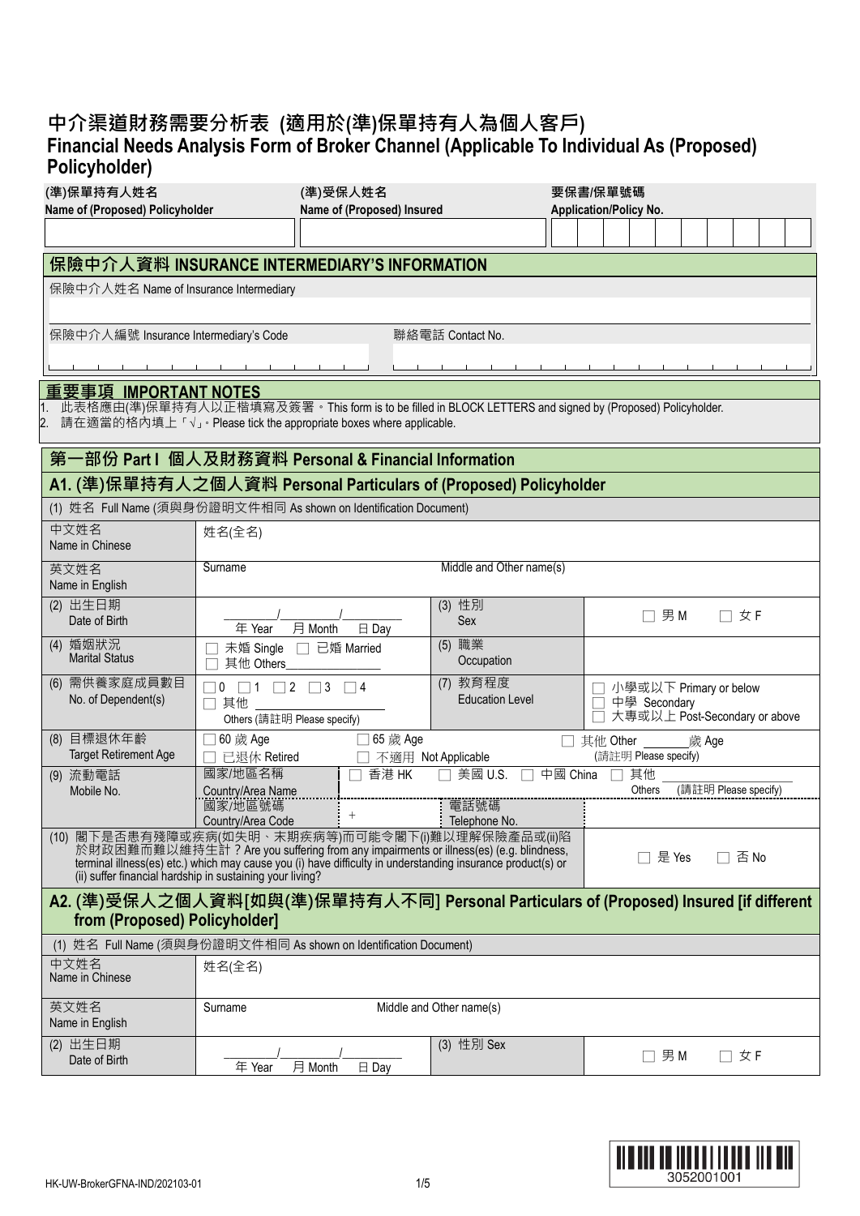# 中介渠道財務需要分析表 (適用於(準)保單持有人為個人客戶)
# Financial Needs Analysis Form of Broker Channel (Applicable To Individual As (Proposed) Policyholder)

| (準)保單持有人姓名 Name of (Proposed) Policyholder | (準)受保人姓名 Name of (Proposed) Insured | 要保書/保單號碼 Application/Policy No. |
|---|---|---|
| | | |

## 保險中介人資料 INSURANCE INTERMEDIARY'S INFORMATION

| 保險中介人姓名 Name of Insurance Intermediary | |
|---|---|
| | |
| 保險中介人編號 Insurance Intermediary's Code | 聯絡電話 Contact No. |
| | |

## 重要事項 IMPORTANT NOTES

1. 此表格應由(準)保單持有人以正楷填寫及簽署。This form is to be filled in BLOCK LETTERS and signed by (Proposed) Policyholder.
2. 請在適當的格內填上「√」。Please tick the appropriate boxes where applicable.

## 第一部份 Part I 個人及財務資料 Personal & Financial Information

### A1. (準)保單持有人之個人資料 Personal Particulars of (Proposed) Policyholder

(1) 姓名 Full Name (須與身份證明文件相同 As shown on Identification Document)

| | | | |
|---|---|---|---|
| 中文姓名 Name in Chinese | 姓名(全名) | | |
| 英文姓名 Name in English | Surname | Middle and Other name(s) | |
| (2) 出生日期 Date of Birth | ____/____/____ 年 Year 月 Month 日 Day | (3) 性別 Sex | ☐ 男 M ☐ 女 F |
| (4) 婚姻狀況 Marital Status | ☐ 未婚 Single ☐ 已婚 Married ☐ 其他 Others________ | (5) 職業 Occupation | |
| (6) 需供養家庭成員數目 No. of Dependent(s) | ☐ 0 ☐ 1 ☐ 2 ☐ 3 ☐ 4 ☐ 其他 Others (請註明 Please specify) | (7) 教育程度 Education Level | ☐ 小學或以下 Primary or below ☐ 中學 Secondary ☐ 大專或以上 Post-Secondary or above |
| (8) 目標退休年齡 Target Retirement Age | ☐ 60 歲 Age ☐ 65 歲 Age ☐ 已退休 Retired ☐ 不適用 Not Applicable | ☐ 其他 Other ____ 歲 Age (請註明 Please specify) | |
| (9) 流動電話 Mobile No. | 國家/地區名稱 Country/Area Name: ☐ 香港 HK ☐ 美國 U.S. ☐ 中國 China ☐ 其他 Others (請註明 Please specify) | | |
| | 國家/地區號碼 Country/Area Code: + | 電話號碼 Telephone No. | |

(10) 閣下是否患有殘障或疾病(如失明、末期疾病等)而可能令閣下(i)難以理解保險產品或(ii)陷於財政困難而難以維持生計？Are you suffering from any impairments or illness(es) (e.g. blindness, terminal illness(es) etc.) which may cause you (i) have difficulty in understanding insurance product(s) or (ii) suffer financial hardship in sustaining your living? ☐ 是 Yes ☐ 否 No

### A2. (準)受保人之個人資料[如與(準)保單持有人不同] Personal Particulars of (Proposed) Insured [if different from (Proposed) Policyholder]

(1) 姓名 Full Name (須與身份證明文件相同 As shown on Identification Document)

| | | | |
|---|---|---|---|
| 中文姓名 Name in Chinese | 姓名(全名) | | |
| 英文姓名 Name in English | Surname | Middle and Other name(s) | |
| (2) 出生日期 Date of Birth | ____/____/____ 年 Year 月 Month 日 Day | (3) 性別 Sex | ☐ 男 M ☐ 女 F |

HK-UW-BrokerGFNA-IND/202103-01

3052001001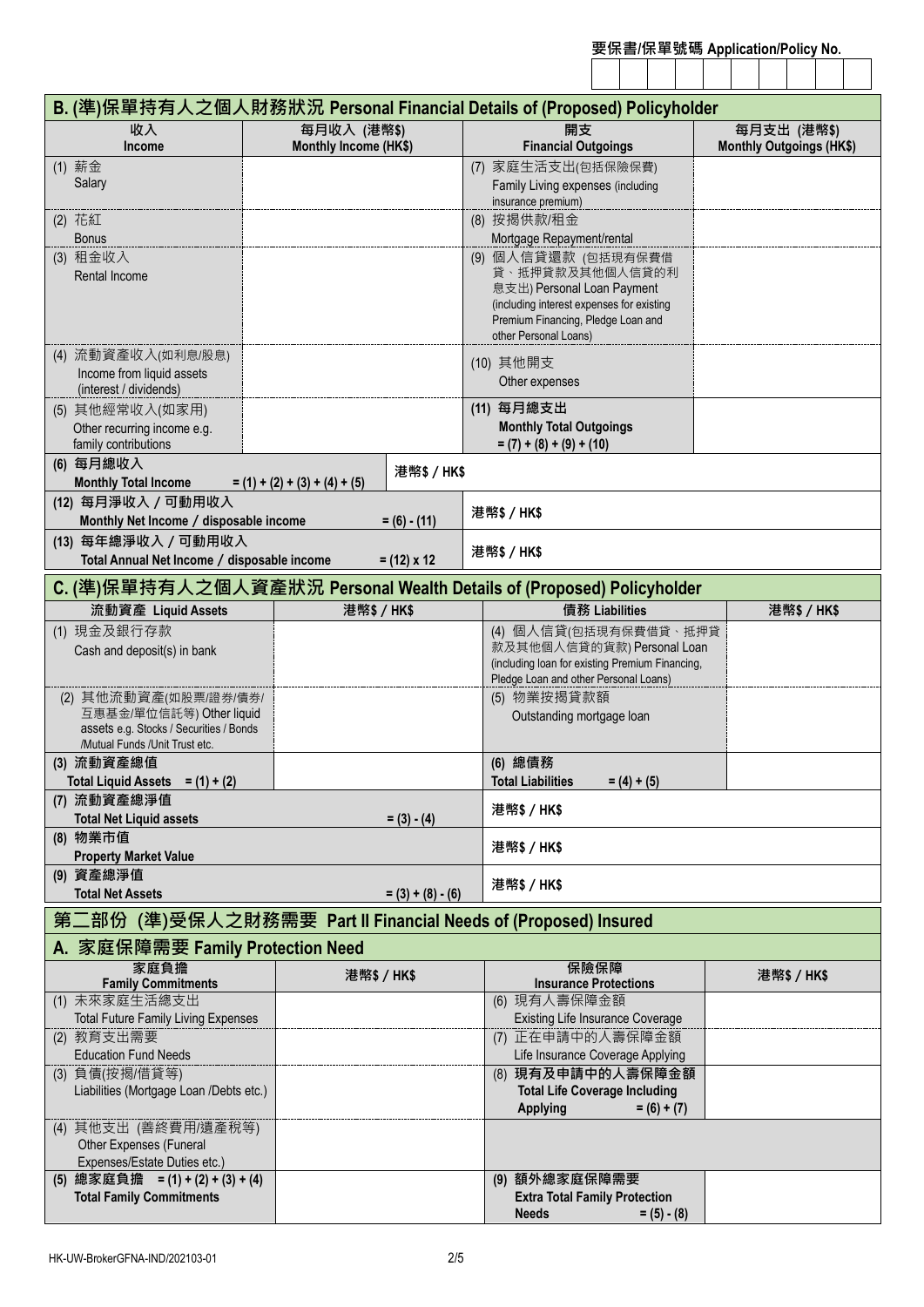要保書/保單號碼 Application/Policy No.

## B. (準)保單持有人之個人財務狀況 Personal Financial Details of (Proposed) Policyholder

| 收入 Income | 每月收入 (港幣$) Monthly Income (HK$) | 開支 Financial Outgoings | 每月支出 (港幣$) Monthly Outgoings (HK$) |
|---|---|---|---|
| (1) 薪金 Salary | | (7) 家庭生活支出(包括保險保費) Family Living expenses (including insurance premium) | |
| (2) 花紅 Bonus | | (8) 按揭供款/租金 Mortgage Repayment/rental | |
| (3) 租金收入 Rental Income | | (9) 個人信貸還款 (包括現有保費借貸、抵押貸款及其他個人信貸的利息支出) Personal Loan Payment (including interest expenses for existing Premium Financing, Pledge Loan and other Personal Loans) | |
| (4) 流動資產收入(如利息/股息) Income from liquid assets (interest / dividends) | | (10) 其他開支 Other expenses | |
| (5) 其他經常收入(如家用) Other recurring income e.g. family contributions | | **(11) 每月總支出 Monthly Total Outgoings = (7) + (8) + (9) + (10)** | |
| **(6) 每月總收入 Monthly Total Income = (1) + (2) + (3) + (4) + (5)** | 港幣$ / HK$ | | |
| **(12) 每月淨收入 / 可動用收入 Monthly Net Income / disposable income = (6) - (11)** | 港幣$ / HK$ | | |
| **(13) 每年總淨收入 / 可動用收入 Total Annual Net Income / disposable income = (12) x 12** | 港幣$ / HK$ | | |

## C. (準)保單持有人之個人資產狀況 Personal Wealth Details of (Proposed) Policyholder

| 流動資產 Liquid Assets | 港幣$ / HK$ | 債務 Liabilities | 港幣$ / HK$ |
|---|---|---|---|
| (1) 現金及銀行存款 Cash and deposit(s) in bank | | (4) 個人信貸(包括現有保費借貸、抵押貸款及其他個人信貸的貸款) Personal Loan (including loan for existing Premium Financing, Pledge Loan and other Personal Loans) | |
| (2) 其他流動資產(如股票/證券/債券/互惠基金/單位信託等) Other liquid assets e.g. Stocks / Securities / Bonds /Mutual Funds /Unit Trust etc. | | (5) 物業按揭貸款額 Outstanding mortgage loan | |
| **(3) 流動資產總值 Total Liquid Assets = (1) + (2)** | | **(6) 總債務 Total Liabilities = (4) + (5)** | |
| **(7) 流動資產總淨值 Total Net Liquid assets = (3) - (4)** | 港幣$ / HK$ | | |
| **(8) 物業市值 Property Market Value** | 港幣$ / HK$ | | |
| **(9) 資產總淨值 Total Net Assets = (3) + (8) - (6)** | 港幣$ / HK$ | | |

# 第二部份 (準)受保人之財務需要 Part II Financial Needs of (Proposed) Insured

## A. 家庭保障需要 Family Protection Need

| 家庭負擔 Family Commitments | 港幣$ / HK$ | 保險保障 Insurance Protections | 港幣$ / HK$ |
|---|---|---|---|
| (1) 未來家庭生活總支出 Total Future Family Living Expenses | | (6) 現有人壽保障金額 Existing Life Insurance Coverage | |
| (2) 教育支出需要 Education Fund Needs | | (7) 正在申請中的人壽保障金額 Life Insurance Coverage Applying | |
| (3) 負債(按揭/借貸等) Liabilities (Mortgage Loan /Debts etc.) | | (8) **現有及申請中的人壽保障金額 Total Life Coverage Including Applying = (6) + (7)** | |
| (4) 其他支出 (喪終費用/遺產稅等) Other Expenses (Funeral Expenses/Estate Duties etc.) | | | |
| **(5) 總家庭負擔 = (1) + (2) + (3) + (4) Total Family Commitments** | | **(9) 額外總家庭保障需要 Extra Total Family Protection Needs = (5) - (8)** | |

HK-UW-BrokerGFNA-IND/202103-01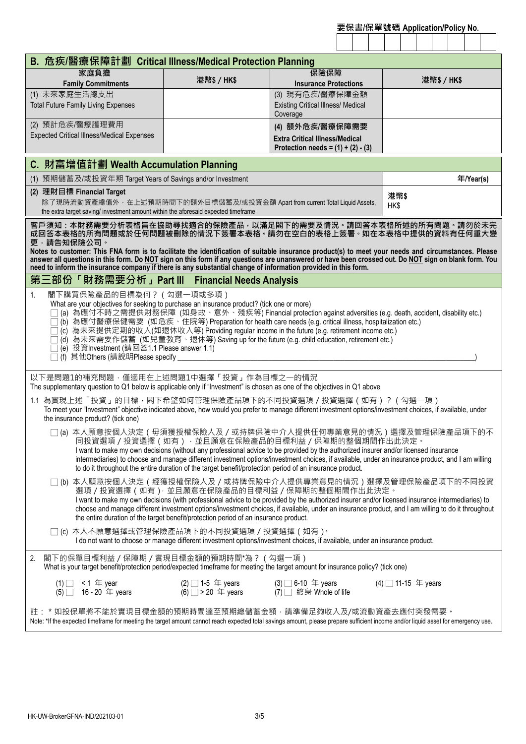要保書/保單號碼 Application/Policy No.

## B. 危疾/醫療保障計劃 Critical Illness/Medical Protection Planning

| 家庭負擔 Family Commitments | 港幣$ / HK$ | 保險保障 Insurance Protections | 港幣$ / HK$ |
|---|---|---|---|
| (1) 未來家庭生活總支出 Total Future Family Living Expenses | | (3) 現有危疾/醫療保障金額 Existing Critical Illness/ Medical Coverage | |
| (2) 預計危疾/醫療護理費用 Expected Critical Illness/Medical Expenses | | **(4) 額外危疾/醫療保障需要 Extra Critical Illness/Medical Protection needs = (1) + (2) - (3)** | |

## C. 財富增值計劃 Wealth Accumulation Planning

| | |
|---|---|
| (1) 預期儲蓄及/或投資年期 Target Years of Savings and/or Investment | 年/Year(s) |
| **(2) 理財目標 Financial Target** 除了現時流動資產總值外，在上述預期時間下的額外目標儲蓄及/或投資金額 Apart from current Total Liquid Assets, the extra target saving/ investment amount within the aforesaid expected timeframe | 港幣$ HK$ |

**客戶須知：本財務需要分析表格旨在協助尋找適合的保險產品，以滿足閣下的需要及情況。請回答本表格所述的所有問題。請勿於未完成回答本表格的所有問題或於任何問題被刪除的情況下簽署本表格。請勿在空白的表格上簽署。如在本表格中提供的資料有任何重大變更，請告知保險公司。**

**Notes to customer: This FNA form is to facilitate the identification of suitable insurance product(s) to meet your needs and circumstances. Please answer all questions in this form. Do NOT sign on this form if any questions are unanswered or have been crossed out. Do NOT sign on blank form. You need to inform the insurance company if there is any substantial change of information provided in this form.**

## 第三部份「財務需要分析」Part III Financial Needs Analysis

1. 閣下購買保險產品的目標為何？（勾選一項或多項）
   What are your objectives for seeking to purchase an insurance product? (tick one or more)
   - ☐ (a) 為應付不時之需提供財務保障 (如身故、意外、殘疾等) Financial protection against adversities (e.g. death, accident, disability etc.)
   - ☐ (b) 為應付醫療保健需要 (如危疾、住院等) Preparation for health care needs (e.g. critical illness, hospitalization etc.)
   - ☐ (c) 為未來提供定期的收入(如退休收入等) Providing regular income in the future (e.g. retirement income etc.)
   - ☐ (d) 為未來需要作儲蓄 (如兒童教育、退休等) Saving up for the future (e.g. child education, retirement etc.)
   - ☐ (e) 投資Investment (請回答1.1 Please answer 1.1)
   - ☐ (f) 其他Others (請說明Please specify ______________________________)

以下是問題1的補充問題，僅適用在上述問題1中選擇「投資」作為目標之一的情況
The supplementary question to Q1 below is applicable only if "Investment" is chosen as one of the objectives in Q1 above

1.1 為實現上述「投資」的目標，閣下希望如何管理保險產品項下的不同投資選項／投資選擇（如有）？（勾選一項）
To meet your "Investment" objective indicated above, how would you prefer to manage different investment options/investment choices, if available, under the insurance product? (tick one)

- ☐ (a) 本人願意按個人決定（毋須獲授權保險人及／或持牌保險中介人提供任何專業意見的情況）選擇及管理保險產品項下的不同投資選項／投資選擇（如有），並且願意在保險產品的目標利益／保障期的整個期間作出此決定。
  I want to make my own decisions (without any professional advice to be provided by the authorized insurer and/or licensed insurance intermediaries) to choose and manage different investment options/investment choices, if available, under an insurance product, and I am willing to do it throughout the entire duration of the target benefit/protection period of an insurance product.
- ☐ (b) 本人願意按個人決定（經獲授權保險人及／或持牌保險中介人提供專業意見的情況）選擇及管理保險產品項下的不同投資選項／投資選擇（如有），並且願意在保險產品的目標利益／保障期的整個期間作出此決定。
  I want to make my own decisions (with professional advice to be provided by the authorized insurer and/or licensed insurance intermediaries) to choose and manage different investment options/investment choices, if available, under an insurance product, and I am willing to do it throughout the entire duration of the target benefit/protection period of an insurance product.
- ☐ (c) 本人不願意選擇或管理保險產品項下的不同投資選項／投資選擇（如有）。
  I do not want to choose or manage different investment options/investment choices, if available, under an insurance product.

2. 閣下的保單目標利益／保障期／實現目標金額的預期時間*為？（勾選一項）
   What is your target benefit/protection period/expected timeframe for meeting the target amount for insurance policy? (tick one)

   (1) ☐ < 1 年 year　(2) ☐ 1-5 年 years　(3) ☐ 6-10 年 years　(4) ☐ 11-15 年 years
   (5) ☐ 16 - 20 年 years　(6) ☐ > 20 年 years　(7) ☐ 終身 Whole of life

註：* 如投保單將不能於實現目標金額的預期時間達至預期總儲蓄金額，請準備足夠收入及/或流動資產去應付突發需要。
Note: *If the expected timeframe for meeting the target amount cannot reach expected total savings amount, please prepare sufficient income and/or liquid asset for emergency use.

HK-UW-BrokerGFNA-IND/202103-01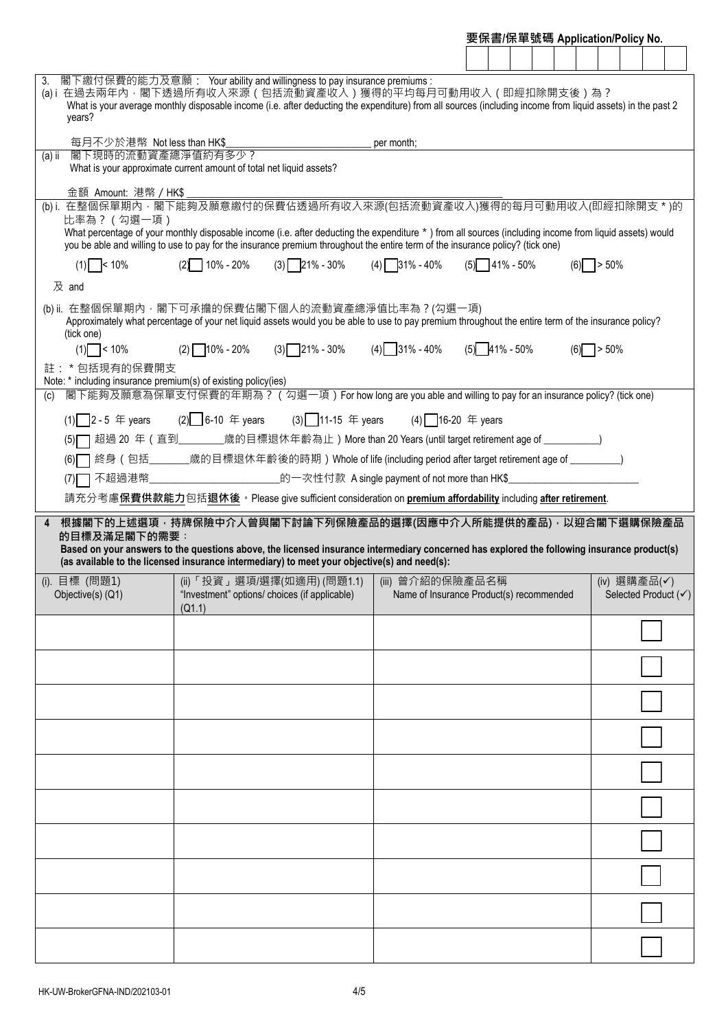要保書/保單號碼 Application/Policy No.

3. 閣下繳付保費的能力及意願： Your ability and willingness to pay insurance premiums :

(a) i 在過去兩年內，閣下透過所有收入來源（包括流動資產收入）獲得的平均每月可動用收入（即經扣除開支後）為？
What is your average monthly disposable income (i.e. after deducting the expenditure) from all sources (including income from liquid assets) in the past 2 years?

每月不少於港幣 Not less than HK$______________________ per month;

(a) ii 閣下現時的流動資產總淨值約有多少？
What is your approximate current amount of total net liquid assets?

金額 Amount: 港幣 / HK$ ______________________

(b) i. 在整個保單期內，閣下能夠及願意繳付的保費佔透過所有收入來源(包括流動資產收入)獲得的每月可動用收入(即經扣除開支 * )的比率為？（勾選一項）
What percentage of your monthly disposable income (i.e. after deducting the expenditure * ) from all sources (including income from liquid assets) would you be able and willing to use to pay for the insurance premium throughout the entire term of the insurance policy? (tick one)

(1) ☐ < 10%　(2) ☐ 10% - 20%　(3) ☐ 21% - 30%　(4) ☐ 31% - 40%　(5) ☐ 41% - 50%　(6) ☐ > 50%

及 and

(b) ii. 在整個保單期內，閣下可承擔的保費佔閣下個人的流動資產總淨值比率為？(勾選一項)
Approximately what percentage of your net liquid assets would you be able to use to pay premium throughout the entire term of the insurance policy? (tick one)

(1) ☐ < 10%　(2) ☐ 10% - 20%　(3) ☐ 21% - 30%　(4) ☐ 31% - 40%　(5) ☐ 41% - 50%　(6) ☐ > 50%

註： * 包括現有的保費開支
Note: * including insurance premium(s) of existing policy(ies)

(c) 閣下能夠及願意為保單支付保費的年期為？（勾選一項）For how long are you able and willing to pay for an insurance policy? (tick one)

(1) ☐ 2 - 5 年 years　(2) ☐ 6-10 年 years　(3) ☐ 11-15 年 years　(4) ☐ 16-20 年 years

(5) ☐ 超過 20 年（直到________歲的目標退休年齡為止）More than 20 Years (until target retirement age of ___________)

(6) ☐ 終身（包括_______歲的目標退休年齡後的時期）Whole of life (including period after target retirement age of _________)

(7) ☐ 不超過港幣______________________的一次性付款 A single payment of not more than HK$______________________

請充分考慮**保費供款能力**包括**退休後**。Please give sufficient consideration on **premium affordability** including **after retirement**.

**4 根據閣下的上述選項，持牌保險中介人曾與閣下討論下列保險產品的選擇(因應中介人所能提供的產品)，以迎合閣下選購保險產品的目標及滿足閣下的需要：**
**Based on your answers to the questions above, the licensed insurance intermediary concerned has explored the following insurance product(s) (as available to the licensed insurance intermediary) to meet your objective(s) and need(s):**

| (i). 目標 (問題1) Objective(s) (Q1) | (ii)「投資」選項/選擇(如適用) (問題1.1) "Investment" options/ choices (if applicable) (Q1.1) | (iii) 曾介紹的保險產品名稱 Name of Insurance Product(s) recommended | (iv) 選購產品(✓) Selected Product (✓) |
|---|---|---|---|
| | | | ☐ |
| | | | ☐ |
| | | | ☐ |
| | | | ☐ |
| | | | ☐ |
| | | | ☐ |
| | | | ☐ |
| | | | ☐ |
| | | | ☐ |
| | | | ☐ |

HK-UW-BrokerGFNA-IND/202103-01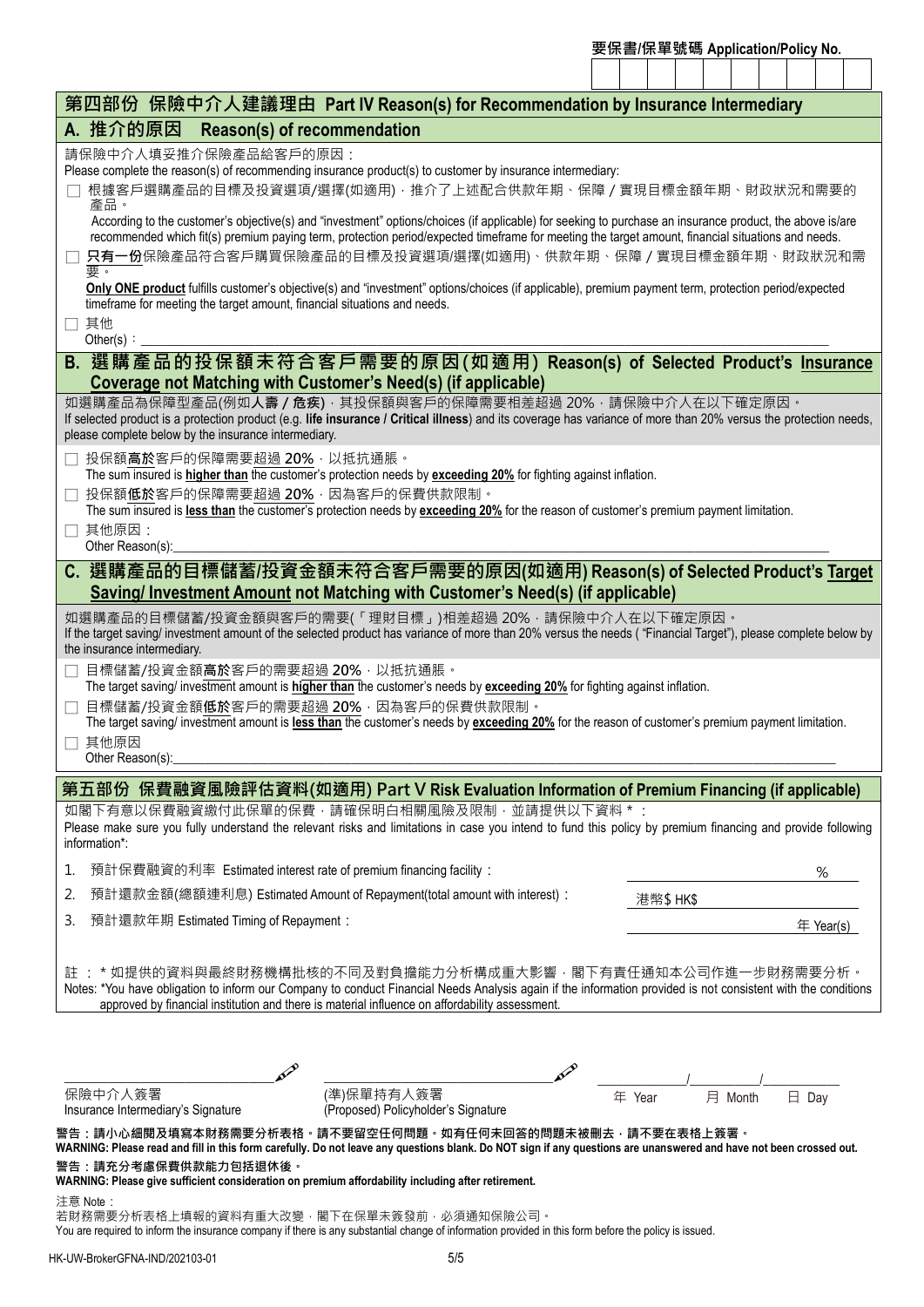要保書/保單號碼 Application/Policy No.

## 第四部份 保險中介人建議理由 Part IV Reason(s) for Recommendation by Insurance Intermediary

### A. 推介的原因 Reason(s) of recommendation

請保險中介人填妥推介保險產品給客戶的原因：
Please complete the reason(s) of recommending insurance product(s) to customer by insurance intermediary:

☐ 根據客戶選購產品的目標及投資選項/選擇(如適用)，推介了上述配合供款年期、保障 / 實現目標金額年期、財政狀況和需要的產品。
According to the customer's objective(s) and "investment" options/choices (if applicable) for seeking to purchase an insurance product, the above is/are recommended which fit(s) premium paying term, protection period/expected timeframe for meeting the target amount, financial situations and needs.

☐ **只有一份**保險產品符合客戶購買保險產品的目標及投資選項/選擇(如適用)、供款年期、保障 / 實現目標金額年期、財政狀況和需要。
**Only ONE product** fulfills customer's objective(s) and "investment" options/choices (if applicable), premium payment term, protection period/expected timeframe for meeting the target amount, financial situations and needs.

☐ 其他
Other(s)：\_\_\_\_\_\_\_\_\_\_

### B. 選購產品的投保額未符合客戶需要的原因(如適用) Reason(s) of Selected Product's Insurance Coverage not Matching with Customer's Need(s) (if applicable)

如選購產品為保障型產品(例如**人壽 / 危疾**)，其投保額與客戶的保障需要相差超過 20%，請保險中介人在以下確定原因。
If selected product is a protection product (e.g. **life insurance / Critical illness**) and its coverage has variance of more than 20% versus the protection needs, please complete below by the insurance intermediary.

☐ 投保額**高於**客戶的保障需要超過 **20%**，以抵抗通脹。
The sum insured is **higher than** the customer's protection needs by **exceeding 20%** for fighting against inflation.

☐ 投保額**低於**客戶的保障需要超過 **20%**，因為客戶的保費供款限制。
The sum insured is **less than** the customer's protection needs by **exceeding 20%** for the reason of customer's premium payment limitation.

☐ 其他原因：
Other Reason(s):\_\_\_\_\_\_\_\_\_\_

### C. 選購產品的目標儲蓄/投資金額未符合客戶需要的原因(如適用) Reason(s) of Selected Product's Target Saving/ Investment Amount not Matching with Customer's Need(s) (if applicable)

如選購產品的目標儲蓄/投資金額與客戶的需要(「理財目標」)相差超過 20%，請保險中介人在以下確定原因。
If the target saving/ investment amount of the selected product has variance of more than 20% versus the needs ( "Financial Target"), please complete below by the insurance intermediary.

☐ 目標儲蓄/投資金額**高於**客戶的需要超過 **20%**，以抵抗通脹。
The target saving/ investment amount is **higher than** the customer's needs by **exceeding 20%** for fighting against inflation.

☐ 目標儲蓄/投資金額**低於**客戶的需要超過 **20%**，因為客戶的保費供款限制。
The target saving/ investment amount is **less than** the customer's needs by **exceeding 20%** for the reason of customer's premium payment limitation.

☐ 其他原因
Other Reason(s):\_\_\_\_\_\_\_\_\_\_

## 第五部份 保費融資風險評估資料(如適用) Part V Risk Evaluation Information of Premium Financing (if applicable)

如閣下有意以保費融資繳付此保單的保費，請確保明白相關風險及限制，並請提供以下資料 *：
Please make sure you fully understand the relevant risks and limitations in case you intend to fund this policy by premium financing and provide following information*:

1. 預計保費融資的利率 Estimated interest rate of premium financing facility：\_\_\_\_\_\_\_\_\_\_ %
2. 預計還款金額(總額連利息) Estimated Amount of Repayment(total amount with interest)：港幣$ HK$ \_\_\_\_\_\_\_\_\_\_
3. 預計還款年期 Estimated Timing of Repayment：\_\_\_\_\_\_\_\_\_\_ 年 Year(s)

註：* 如提供的資料與最終財務機構批核的不同及對負擔能力分析構成重大影響，閣下有責任通知本公司作進一步財務需要分析。
Notes: *You have obligation to inform our Company to conduct Financial Needs Analysis again if the information provided is not consistent with the conditions approved by financial institution and there is material influence on affordability assessment.

\_\_\_\_\_\_\_\_\_\_
保險中介人簽署
Insurance Intermediary's Signature

\_\_\_\_\_\_\_\_\_\_
(準)保單持有人簽署
(Proposed) Policyholder's Signature

\_\_\_\_\_ / \_\_\_\_\_ / \_\_\_\_\_
年 Year 月 Month 日 Day

**警告：請小心細閱及填寫本財務需要分析表格。請不要留空任何問題。如有任何未回答的問題未被刪去，請不要在表格上簽署。**
**WARNING: Please read and fill in this form carefully. Do not leave any questions blank. Do NOT sign if any questions are unanswered and have not been crossed out.**

**警告：請充分考慮保費供款能力包括退休後。**
**WARNING: Please give sufficient consideration on premium affordability including after retirement.**

注意 Note：
若財務需要分析表格上填報的資料有重大改變，閣下在保單未簽發前，必須通知保險公司。
You are required to inform the insurance company if there is any substantial change of information provided in this form before the policy is issued.

HK-UW-BrokerGFNA-IND/202103-01